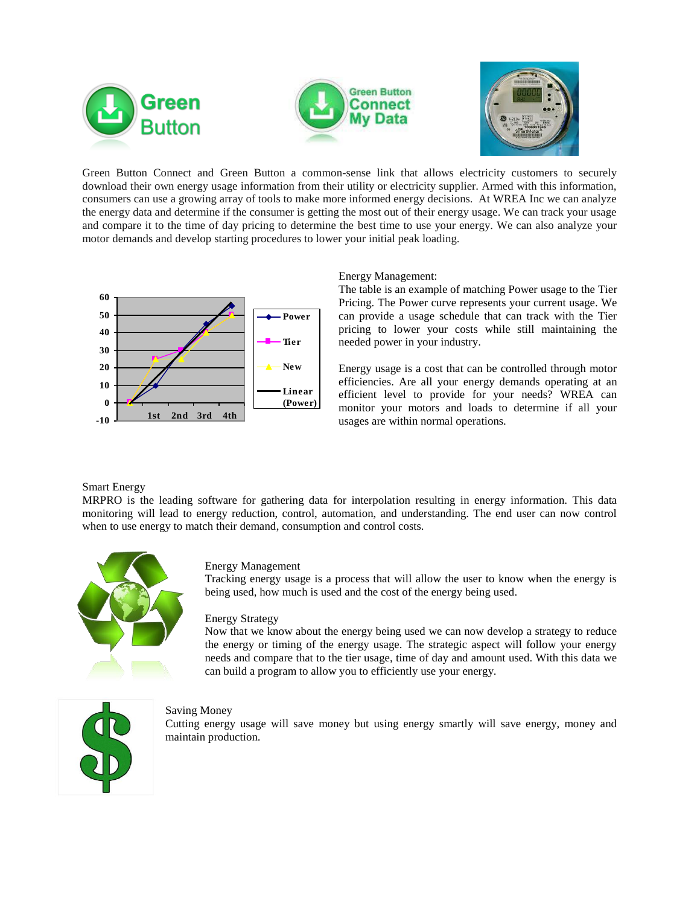Green Button Connect and Green Button a common-sense link that allows electricity customers to securely download their own energy usage information from their utility or electricity supplier. Armed with this information, consumers can use a growing array of tools to make more informed energy decisions. At WREA Inc we can analyze the energy data and determine if the consumer is getting the most out of their energy usage. We can track your usage and compare it to the time of day pricing to determine the best time to use your energy. We can also analyze your motor demands and develop starting procedures to lower your initial peak loading.

Energy Management:

The table is an example of matching Power usage to the Tier Pricing. The Power curve represents your current usage. We can provide a usage schedule that can track with the Tier pricing to lower your costs while still maintaining the needed power in your industry.

Energy usage is a cost that can be controlled through motor efficiencies. Are all your energy demands operating at an efficient level to provide for your needs? WREA can monitor your motors and loads to determine if all your usages are within normal operations.

Smart Energy

MRPRO is the leading software for gathering data for interpolation resulting in energy information. This data monitoring will lead to energy reduction, control, automation, and understanding. The end user can now control when to use energy to match their demand, consumption and control costs.

Energy Management

Tracking energy usage is a process that will allow the user to know when the energy is being used, how much is used and the cost of the energy being used.

Energy Strategy

Now that we know about the energy being used we can now develop a strategy to reduce the energy or timing of the energy usage. The strategic aspect will follow your energy needs and compare that to the tier usage, time of day and amount used. With this data we can build a program to allow you to efficiently use your energy.

Saving Money

Cutting energy usage will save money but using energy smartly will save energy, money and maintain production.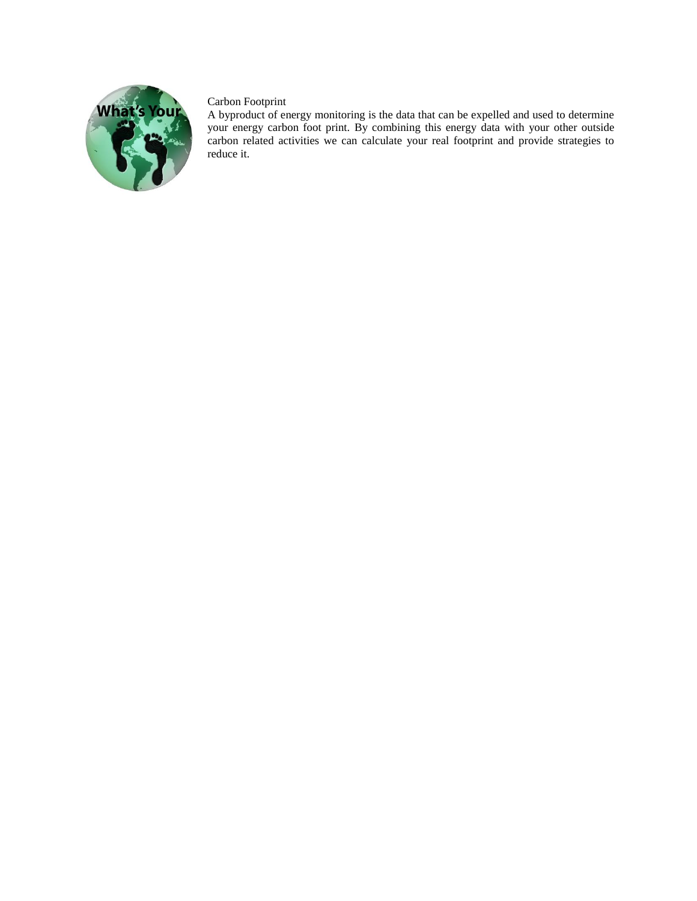Carbon Footprint

A byproduct of energy monitoring is the data that can be expelled and used to determine your energy carbon foot print. By combining this energy data with your other outside carbon related activities we can calculate your real footprint and provide strategies to reduce it.